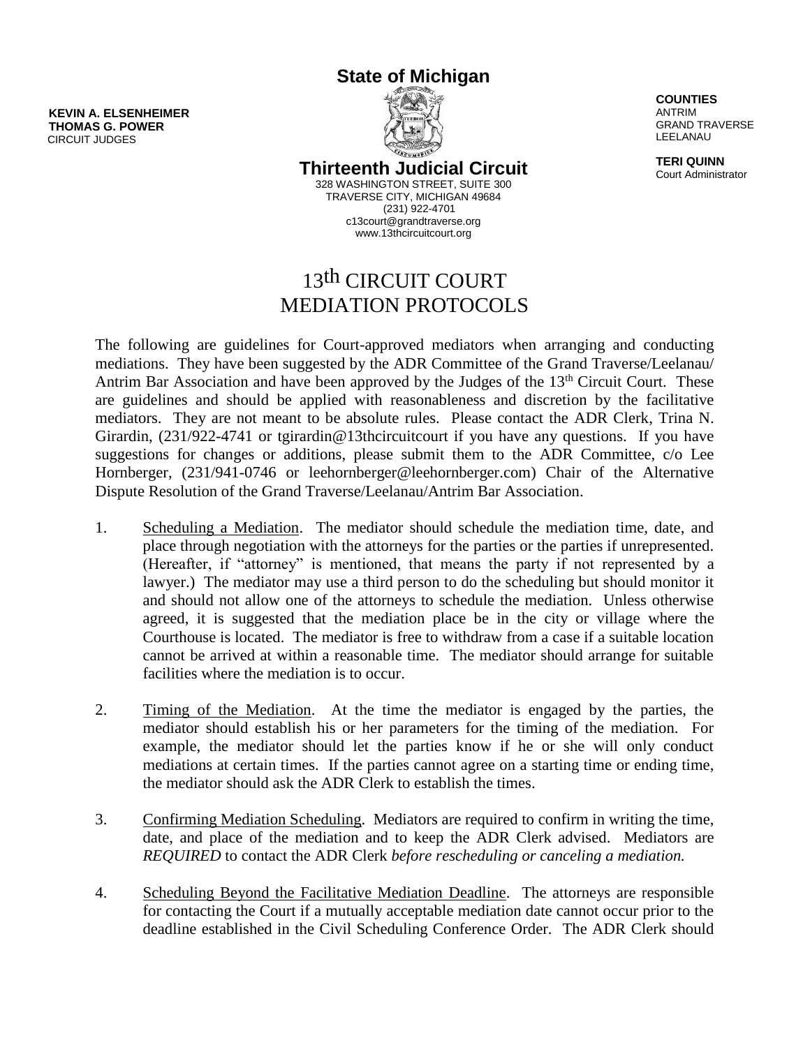**KEVIN A. ELSENHEIMER**
**THOMAS G. POWER**
CIRCUIT JUDGES

**State of Michigan**

**Thirteenth Judicial Circuit**
328 WASHINGTON STREET, SUITE 300
TRAVERSE CITY, MICHIGAN 49684
(231) 922-4701
c13court@grandtraverse.org
www.13thcircuitcourt.org

**COUNTIES**
ANTRIM
GRAND TRAVERSE
LEELANAU

**TERI QUINN**
Court Administrator

# 13th CIRCUIT COURT MEDIATION PROTOCOLS

The following are guidelines for Court-approved mediators when arranging and conducting mediations. They have been suggested by the ADR Committee of the Grand Traverse/Leelanau/Antrim Bar Association and have been approved by the Judges of the 13th Circuit Court. These are guidelines and should be applied with reasonableness and discretion by the facilitative mediators. They are not meant to be absolute rules. Please contact the ADR Clerk, Trina N. Girardin, (231/922-4741 or tgirardin@13thcircuitcourt if you have any questions. If you have suggestions for changes or additions, please submit them to the ADR Committee, c/o Lee Hornberger, (231/941-0746 or leehornberger@leehornberger.com) Chair of the Alternative Dispute Resolution of the Grand Traverse/Leelanau/Antrim Bar Association.

1. Scheduling a Mediation. The mediator should schedule the mediation time, date, and place through negotiation with the attorneys for the parties or the parties if unrepresented. (Hereafter, if "attorney" is mentioned, that means the party if not represented by a lawyer.) The mediator may use a third person to do the scheduling but should monitor it and should not allow one of the attorneys to schedule the mediation. Unless otherwise agreed, it is suggested that the mediation place be in the city or village where the Courthouse is located. The mediator is free to withdraw from a case if a suitable location cannot be arrived at within a reasonable time. The mediator should arrange for suitable facilities where the mediation is to occur.

2. Timing of the Mediation. At the time the mediator is engaged by the parties, the mediator should establish his or her parameters for the timing of the mediation. For example, the mediator should let the parties know if he or she will only conduct mediations at certain times. If the parties cannot agree on a starting time or ending time, the mediator should ask the ADR Clerk to establish the times.

3. Confirming Mediation Scheduling. Mediators are required to confirm in writing the time, date, and place of the mediation and to keep the ADR Clerk advised. Mediators are *REQUIRED* to contact the ADR Clerk *before rescheduling or canceling a mediation.*

4. Scheduling Beyond the Facilitative Mediation Deadline. The attorneys are responsible for contacting the Court if a mutually acceptable mediation date cannot occur prior to the deadline established in the Civil Scheduling Conference Order. The ADR Clerk should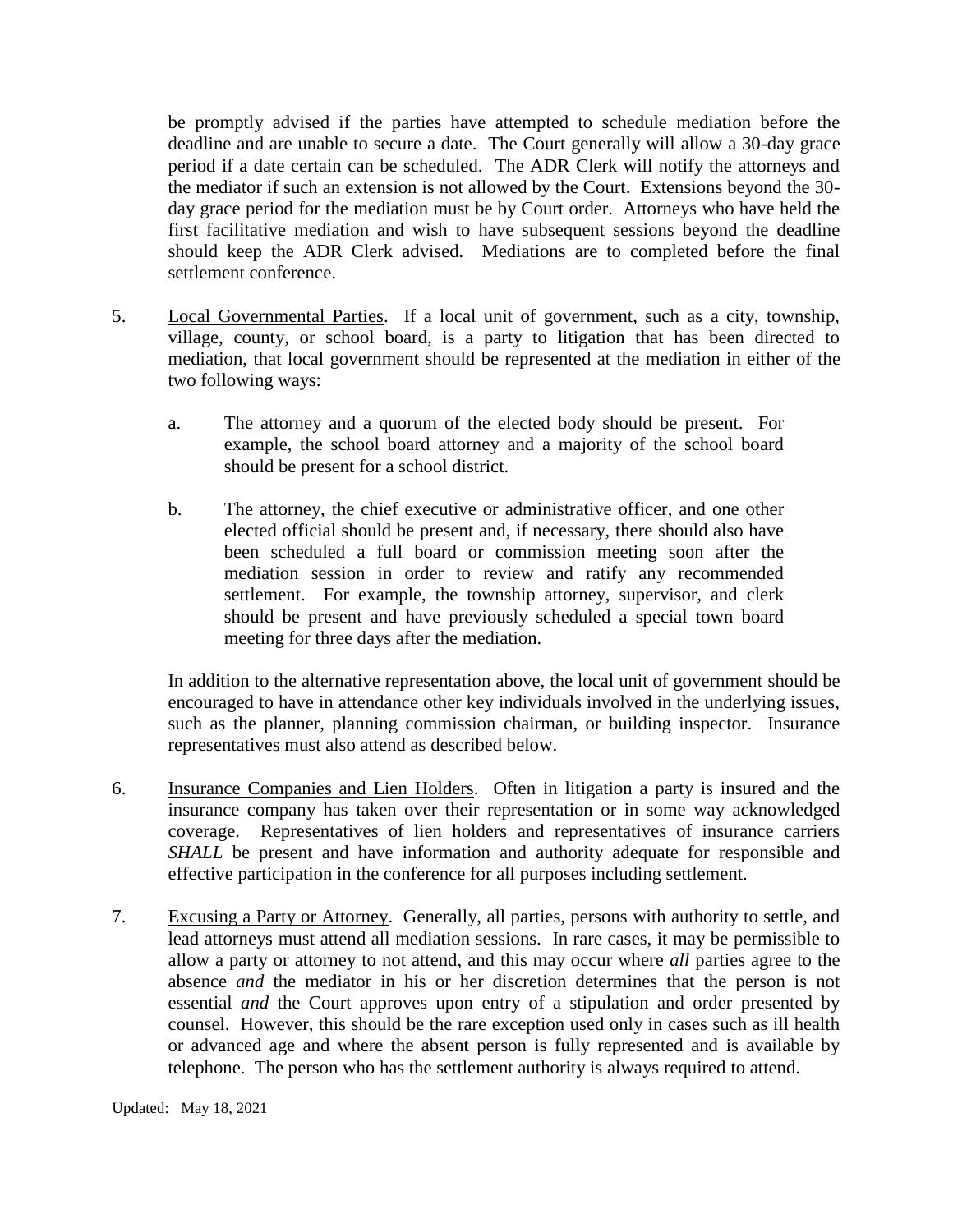be promptly advised if the parties have attempted to schedule mediation before the deadline and are unable to secure a date. The Court generally will allow a 30-day grace period if a date certain can be scheduled. The ADR Clerk will notify the attorneys and the mediator if such an extension is not allowed by the Court. Extensions beyond the 30-day grace period for the mediation must be by Court order. Attorneys who have held the first facilitative mediation and wish to have subsequent sessions beyond the deadline should keep the ADR Clerk advised. Mediations are to completed before the final settlement conference.

5. Local Governmental Parties. If a local unit of government, such as a city, township, village, county, or school board, is a party to litigation that has been directed to mediation, that local government should be represented at the mediation in either of the two following ways:

   a. The attorney and a quorum of the elected body should be present. For example, the school board attorney and a majority of the school board should be present for a school district.

   b. The attorney, the chief executive or administrative officer, and one other elected official should be present and, if necessary, there should also have been scheduled a full board or commission meeting soon after the mediation session in order to review and ratify any recommended settlement. For example, the township attorney, supervisor, and clerk should be present and have previously scheduled a special town board meeting for three days after the mediation.

   In addition to the alternative representation above, the local unit of government should be encouraged to have in attendance other key individuals involved in the underlying issues, such as the planner, planning commission chairman, or building inspector. Insurance representatives must also attend as described below.

6. Insurance Companies and Lien Holders. Often in litigation a party is insured and the insurance company has taken over their representation or in some way acknowledged coverage. Representatives of lien holders and representatives of insurance carriers *SHALL* be present and have information and authority adequate for responsible and effective participation in the conference for all purposes including settlement.

7. Excusing a Party or Attorney. Generally, all parties, persons with authority to settle, and lead attorneys must attend all mediation sessions. In rare cases, it may be permissible to allow a party or attorney to not attend, and this may occur where *all* parties agree to the absence *and* the mediator in his or her discretion determines that the person is not essential *and* the Court approves upon entry of a stipulation and order presented by counsel. However, this should be the rare exception used only in cases such as ill health or advanced age and where the absent person is fully represented and is available by telephone. The person who has the settlement authority is always required to attend.

Updated: May 18, 2021